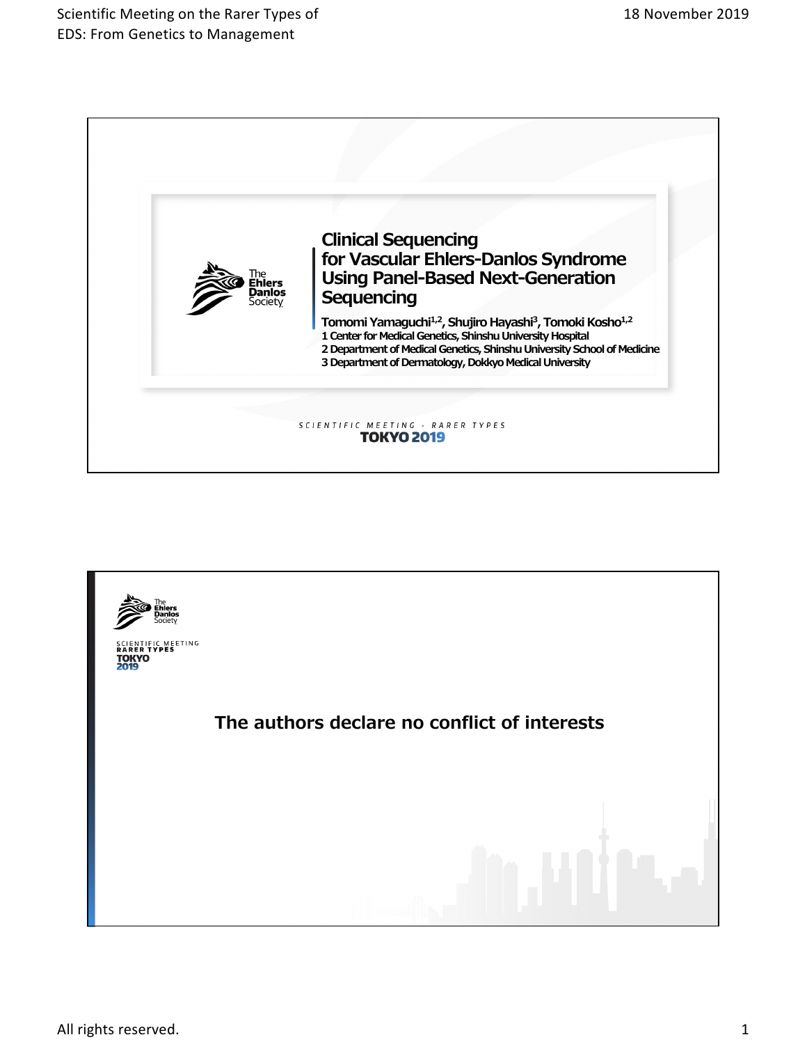# Clinical Sequencing for Vascular Ehlers-Danlos Syndrome Using Panel-Based Next-Generation Sequencing

Tomomi Yamaguchi[1,2], Shujiro Hayashi[3], Tomoki Kosho[1,2]

1 Center for Medical Genetics, Shinshu University Hospital

2 Department of Medical Genetics, Shinshu University School of Medicine

3 Department of Dermatology, Dokkyo Medical University

SCIENTIFIC MEETING - RARER TYPES

TOKYO 2019

---

The authors declare no conflict of interests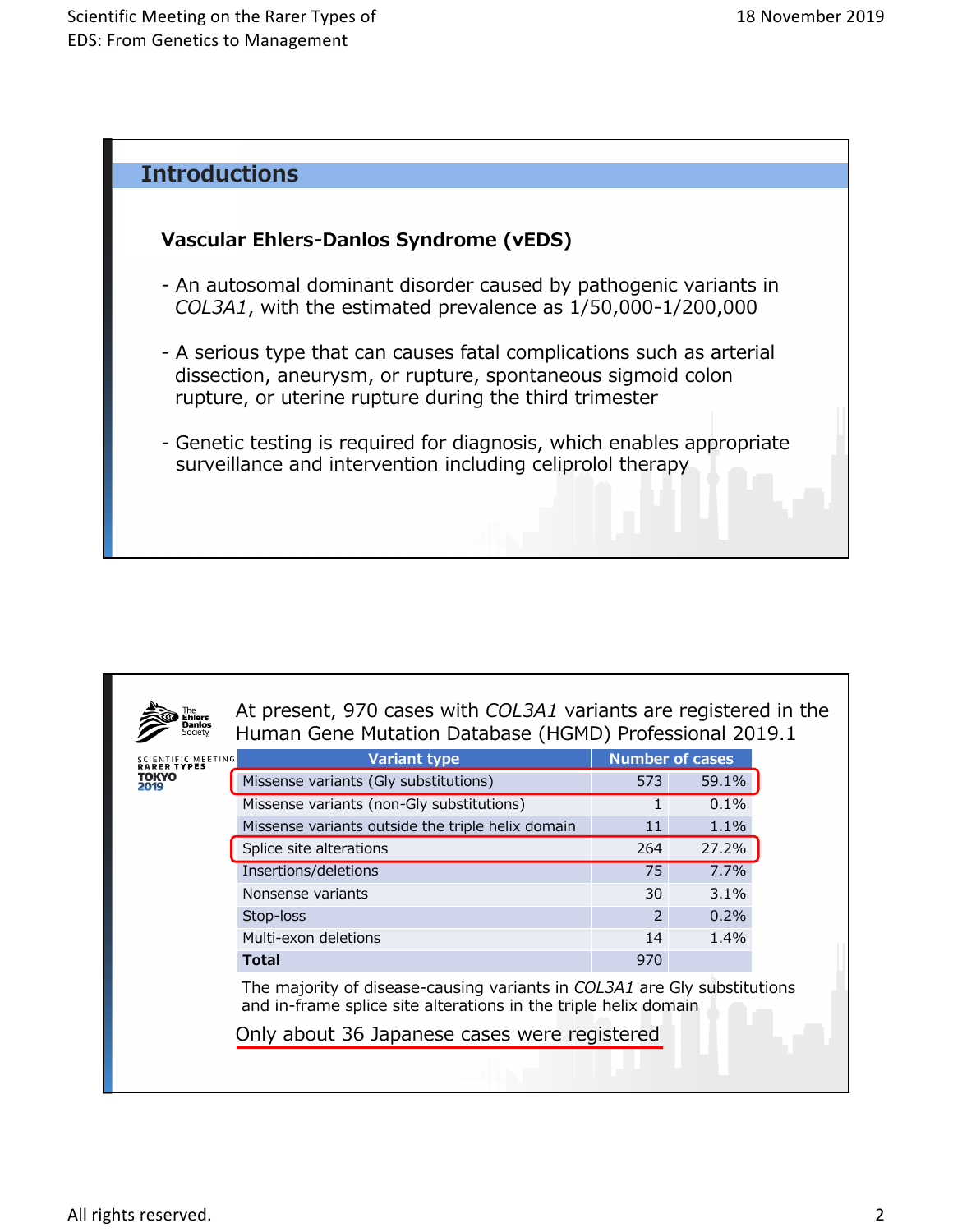## Introductions

### Vascular Ehlers-Danlos Syndrome (vEDS)

- An autosomal dominant disorder caused by pathogenic variants in *COL3A1*, with the estimated prevalence as 1/50,000-1/200,000
- A serious type that can causes fatal complications such as arterial dissection, aneurysm, or rupture, spontaneous sigmoid colon rupture, or uterine rupture during the third trimester
- Genetic testing is required for diagnosis, which enables appropriate surveillance and intervention including celiprolol therapy

The Ehlers Danlos Society

SCIENTIFIC MEETING RARER TYPES TOKYO 2019

At present, 970 cases with *COL3A1* variants are registered in the Human Gene Mutation Database (HGMD) Professional 2019.1

| Variant type | Number of cases | |
|---|---|---|
| Missense variants (Gly substitutions) | 573 | 59.1% |
| Missense variants (non-Gly substitutions) | 1 | 0.1% |
| Missense variants outside the triple helix domain | 11 | 1.1% |
| Splice site alterations | 264 | 27.2% |
| Insertions/deletions | 75 | 7.7% |
| Nonsense variants | 30 | 3.1% |
| Stop-loss | 2 | 0.2% |
| Multi-exon deletions | 14 | 1.4% |
| **Total** | 970 | |

The majority of disease-causing variants in *COL3A1* are Gly substitutions and in-frame splice site alterations in the triple helix domain

Only about 36 Japanese cases were registered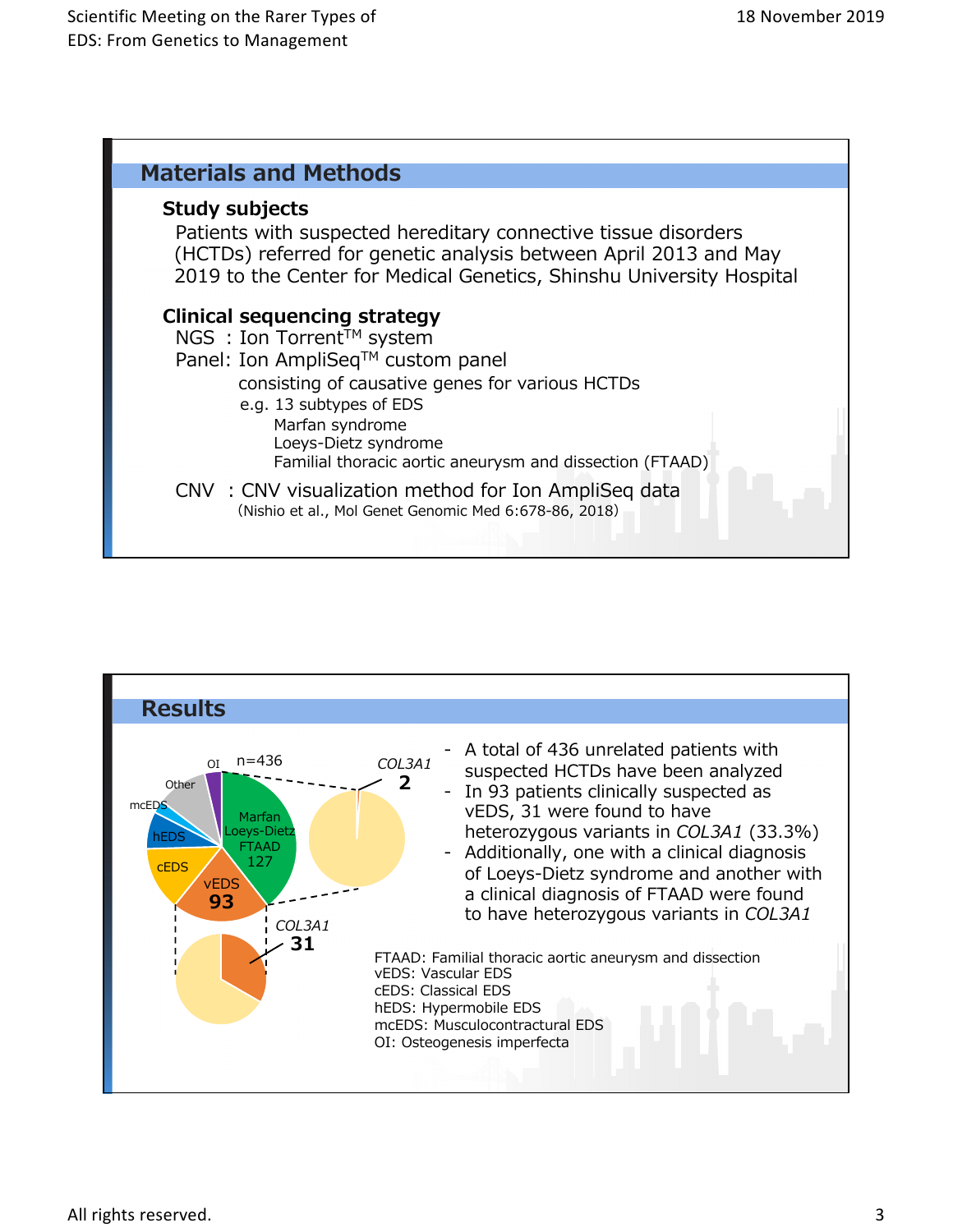## Materials and Methods

### Study subjects

Patients with suspected hereditary connective tissue disorders (HCTDs) referred for genetic analysis between April 2013 and May 2019 to the Center for Medical Genetics, Shinshu University Hospital

### Clinical sequencing strategy

NGS : Ion Torrent™ system

Panel: Ion AmpliSeq™ custom panel

consisting of causative genes for various HCTDs

e.g. 13 subtypes of EDS

Marfan syndrome

Loeys-Dietz syndrome

Familial thoracic aortic aneurysm and dissection (FTAAD)

CNV : CNV visualization method for Ion AmpliSeq data

(Nishio et al., Mol Genet Genomic Med 6:678-86, 2018)

## Results

n=436

OI, Other, mcEDS, hEDS, cEDS, vEDS **93**, Marfan Loeys-Dietz FTAAD 127

*COL3A1* **2**

*COL3A1* **31**

- A total of 436 unrelated patients with suspected HCTDs have been analyzed
- In 93 patients clinically suspected as vEDS, 31 were found to have heterozygous variants in *COL3A1* (33.3%)
- Additionally, one with a clinical diagnosis of Loeys-Dietz syndrome and another with a clinical diagnosis of FTAAD were found to have heterozygous variants in *COL3A1*

FTAAD: Familial thoracic aortic aneurysm and dissection
vEDS: Vascular EDS
cEDS: Classical EDS
hEDS: Hypermobile EDS
mcEDS: Musculocontractural EDS
OI: Osteogenesis imperfecta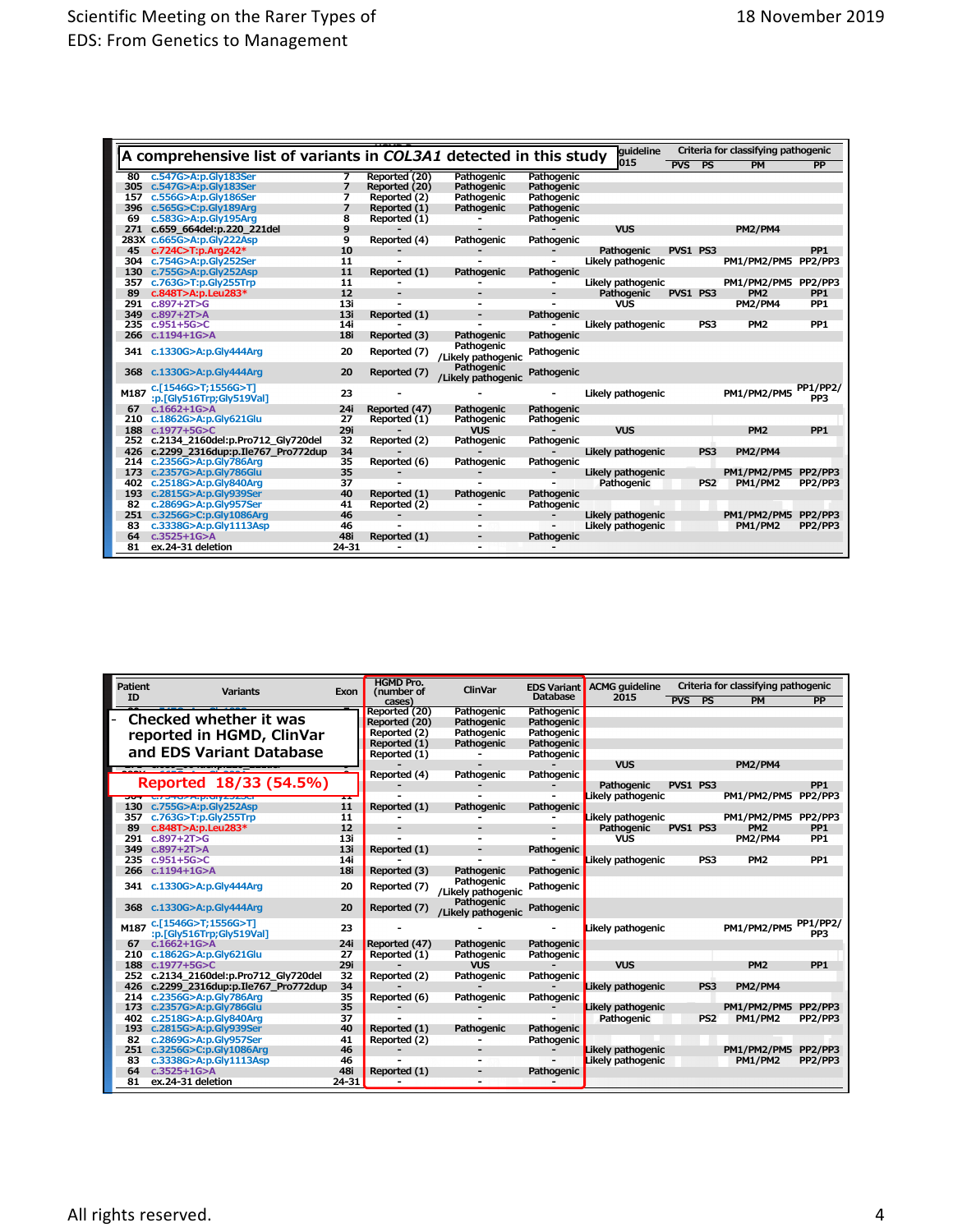## A comprehensive list of variants in *COL3A1* detected in this study

| Patient ID | Variants | Exon | HGMD Pro. (number of cases) | ClinVar | EDS Variant Database | ACMG guideline 2015 | Criteria for classifying pathogenic | | | |
|---|---|---|---|---|---|---|---|---|---|---|
| | | | | | | | PVS | PS | PM | PP |
| 80 | c.547G>A:p.Gly183Ser | 7 | Reported (20) | Pathogenic | Pathogenic | | | | | |
| 305 | c.547G>A:p.Gly183Ser | 7 | Reported (20) | Pathogenic | Pathogenic | | | | | |
| 157 | c.556G>A:p.Gly186Ser | 7 | Reported (2) | Pathogenic | Pathogenic | | | | | |
| 396 | c.565G>C:p.Gly189Arg | 7 | Reported (1) | Pathogenic | Pathogenic | | | | | |
| 69 | c.583G>A:p.Gly195Arg | 8 | Reported (1) | - | Pathogenic | | | | | |
| 271 | c.659_664del:p.220_221del | 9 | - | - | - | VUS | | | PM2/PM4 | |
| 283X | c.665G>A:p.Gly222Asp | 9 | Reported (4) | Pathogenic | Pathogenic | | | | | |
| 45 | c.724C>T:p.Arg242* | 10 | - | - | - | Pathogenic | PVS1 | PS3 | | PP1 |
| 304 | c.754G>A:p.Gly252Ser | 11 | - | - | - | Likely pathogenic | | | PM1/PM2/PM5 | PP2/PP3 |
| 130 | c.755G>A:p.Gly252Asp | 11 | Reported (1) | Pathogenic | Pathogenic | | | | | |
| 357 | c.763G>T:p.Gly255Trp | 11 | - | - | - | Likely pathogenic | | | PM1/PM2/PM5 | PP2/PP3 |
| 89 | c.848T>A:p.Leu283* | 12 | - | - | - | Pathogenic | PVS1 | PS3 | PM2 | PP1 |
| 291 | c.897+2T>G | 13i | - | - | - | VUS | | | PM2/PM4 | PP1 |
| 349 | c.897+2T>A | 13i | Reported (1) | - | Pathogenic | | | | | |
| 235 | c.951+5G>C | 14i | - | - | - | Likely pathogenic | | PS3 | PM2 | PP1 |
| 266 | c.1194+1G>A | 18i | Reported (3) | Pathogenic | Pathogenic | | | | | |
| 341 | c.1330G>A:p.Gly444Arg | 20 | Reported (7) | Pathogenic /Likely pathogenic | Pathogenic | | | | | |
| 368 | c.1330G>A:p.Gly444Arg | 20 | Reported (7) | Pathogenic /Likely pathogenic | Pathogenic | | | | | |
| M187 | c.[1546G>T;1556G>T] :p.[Gly516Trp;Gly519Val] | 23 | - | - | - | Likely pathogenic | | | PM1/PM2/PM5 | PP1/PP2/PP3 |
| 67 | c.1662+1G>A | 24i | Reported (47) | Pathogenic | Pathogenic | | | | | |
| 210 | c.1862G>A:p.Gly621Glu | 27 | Reported (1) | Pathogenic | Pathogenic | | | | | |
| 188 | c.1977+5G>C | 29i | - | VUS | - | VUS | | | PM2 | PP1 |
| 252 | c.2134_2160del:p.Pro712_Gly720del | 32 | Reported (2) | Pathogenic | Pathogenic | | | | | |
| 426 | c.2299_2316dup:p.Ile767_Pro772dup | 34 | - | - | - | Likely pathogenic | | PS3 | PM2/PM4 | |
| 214 | c.2356G>A:p.Gly786Arg | 35 | Reported (6) | Pathogenic | Pathogenic | | | | | |
| 173 | c.2357G>A:p.Gly786Glu | 35 | - | - | - | Likely pathogenic | | | PM1/PM2/PM5 | PP2/PP3 |
| 402 | c.2518G>A:p.Gly840Arg | 37 | - | - | - | Pathogenic | | PS2 | PM1/PM2 | PP2/PP3 |
| 193 | c.2815G>A:p.Gly939Ser | 40 | Reported (1) | Pathogenic | Pathogenic | | | | | |
| 82 | c.2869G>A:p.Gly957Ser | 41 | Reported (2) | - | Pathogenic | | | | | |
| 251 | c.3256G>C:p.Gly1086Arg | 46 | - | - | - | Likely pathogenic | | | PM1/PM2/PM5 | PP2/PP3 |
| 83 | c.3338G>A:p.Gly1113Asp | 46 | - | - | - | Likely pathogenic | | | PM1/PM2 | PP2/PP3 |
| 64 | c.3525+1G>A | 48i | Reported (1) | - | Pathogenic | | | | | |
| 81 | ex.24-31 deletion | 24-31 | - | - | - | | | | | |

- Checked whether it was reported in HGMD, ClinVar and EDS Variant Database

**Reported 18/33 (54.5%)**

| Patient ID | Variants | Exon | HGMD Pro. (number of cases) | ClinVar | EDS Variant Database | ACMG guideline 2015 | Criteria for classifying pathogenic | | | |
|---|---|---|---|---|---|---|---|---|---|---|
| | | | | | | | PVS | PS | PM | PP |
| 80 | c.547G>A:p.Gly183Ser | 7 | Reported (20) | Pathogenic | Pathogenic | | | | | |
| 305 | c.547G>A:p.Gly183Ser | 7 | Reported (20) | Pathogenic | Pathogenic | | | | | |
| 157 | c.556G>A:p.Gly186Ser | 7 | Reported (2) | Pathogenic | Pathogenic | | | | | |
| 396 | c.565G>C:p.Gly189Arg | 7 | Reported (1) | Pathogenic | Pathogenic | | | | | |
| 69 | c.583G>A:p.Gly195Arg | 8 | Reported (1) | - | Pathogenic | | | | | |
| 271 | c.659_664del:p.220_221del | 9 | - | - | - | VUS | | | PM2/PM4 | |
| 283X | c.665G>A:p.Gly222Asp | 9 | Reported (4) | Pathogenic | Pathogenic | | | | | |
| 45 | c.724C>T:p.Arg242* | 10 | - | - | - | Pathogenic | PVS1 | PS3 | | PP1 |
| 304 | c.754G>A:p.Gly252Ser | 11 | - | - | - | Likely pathogenic | | | PM1/PM2/PM5 | PP2/PP3 |
| 130 | c.755G>A:p.Gly252Asp | 11 | Reported (1) | Pathogenic | Pathogenic | | | | | |
| 357 | c.763G>T:p.Gly255Trp | 11 | - | - | - | Likely pathogenic | | | PM1/PM2/PM5 | PP2/PP3 |
| 89 | c.848T>A:p.Leu283* | 12 | - | - | - | Pathogenic | PVS1 | PS3 | PM2 | PP1 |
| 291 | c.897+2T>G | 13i | - | - | - | VUS | | | PM2/PM4 | PP1 |
| 349 | c.897+2T>A | 13i | Reported (1) | - | Pathogenic | | | | | |
| 235 | c.951+5G>C | 14i | - | - | - | Likely pathogenic | | PS3 | PM2 | PP1 |
| 266 | c.1194+1G>A | 18i | Reported (3) | Pathogenic | Pathogenic | | | | | |
| 341 | c.1330G>A:p.Gly444Arg | 20 | Reported (7) | Pathogenic /Likely pathogenic | Pathogenic | | | | | |
| 368 | c.1330G>A:p.Gly444Arg | 20 | Reported (7) | Pathogenic /Likely pathogenic | Pathogenic | | | | | |
| M187 | c.[1546G>T;1556G>T] :p.[Gly516Trp;Gly519Val] | 23 | - | - | - | Likely pathogenic | | | PM1/PM2/PM5 | PP1/PP2/PP3 |
| 67 | c.1662+1G>A | 24i | Reported (47) | Pathogenic | Pathogenic | | | | | |
| 210 | c.1862G>A:p.Gly621Glu | 27 | Reported (1) | Pathogenic | Pathogenic | | | | | |
| 188 | c.1977+5G>C | 29i | - | VUS | - | VUS | | | PM2 | PP1 |
| 252 | c.2134_2160del:p.Pro712_Gly720del | 32 | Reported (2) | Pathogenic | Pathogenic | | | | | |
| 426 | c.2299_2316dup:p.Ile767_Pro772dup | 34 | - | - | - | Likely pathogenic | | PS3 | PM2/PM4 | |
| 214 | c.2356G>A:p.Gly786Arg | 35 | Reported (6) | Pathogenic | Pathogenic | | | | | |
| 173 | c.2357G>A:p.Gly786Glu | 35 | - | - | - | Likely pathogenic | | | PM1/PM2/PM5 | PP2/PP3 |
| 402 | c.2518G>A:p.Gly840Arg | 37 | - | - | - | Pathogenic | | PS2 | PM1/PM2 | PP2/PP3 |
| 193 | c.2815G>A:p.Gly939Ser | 40 | Reported (1) | Pathogenic | Pathogenic | | | | | |
| 82 | c.2869G>A:p.Gly957Ser | 41 | Reported (2) | - | Pathogenic | | | | | |
| 251 | c.3256G>C:p.Gly1086Arg | 46 | - | - | - | Likely pathogenic | | | PM1/PM2/PM5 | PP2/PP3 |
| 83 | c.3338G>A:p.Gly1113Asp | 46 | - | - | - | Likely pathogenic | | | PM1/PM2 | PP2/PP3 |
| 64 | c.3525+1G>A | 48i | Reported (1) | - | Pathogenic | | | | | |
| 81 | ex.24-31 deletion | 24-31 | - | - | - | | | | | |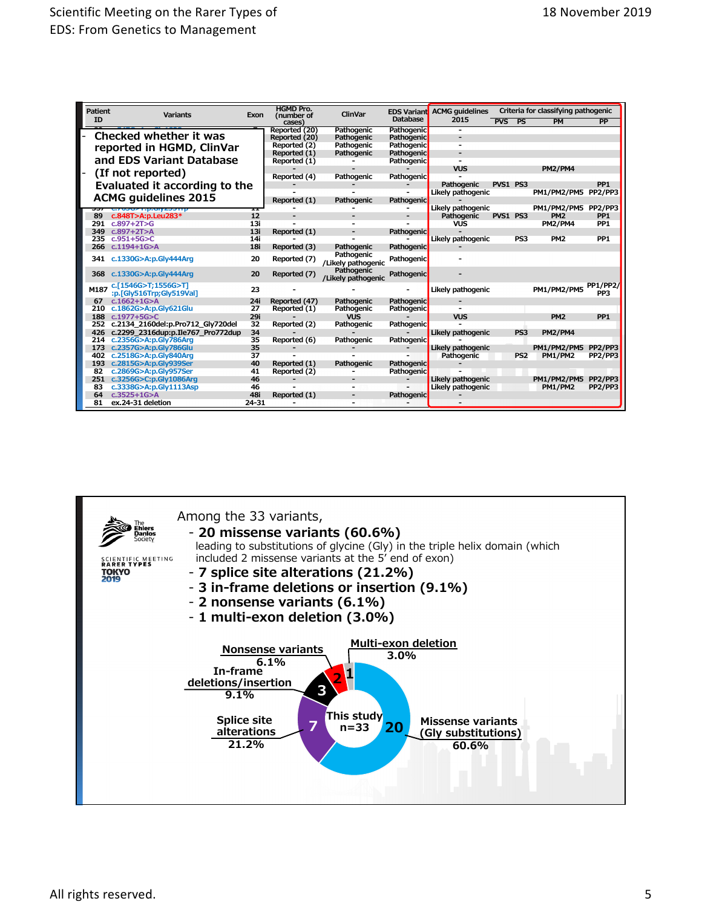Scientific Meeting on the Rarer Types of EDS: From Genetics to Management

18 November 2019

| Patient ID | Variants | Exon | HGMD Pro. (number of cases) | ClinVar | EDS Variant Database | ACMG guidelines 2015 | PVS | PS | PM | PP |
|---|---|---|---|---|---|---|---|---|---|---|
| | | | Reported (20) | Pathogenic | Pathogenic | - | | | | |
| | | | Reported (20) | Pathogenic | Pathogenic | - | | | | |
| | | | Reported (2) | Pathogenic | Pathogenic | - | | | | |
| | | | Reported (1) | Pathogenic | Pathogenic | - | | | | |
| | | | Reported (1) | - | Pathogenic | - | | | | |
| | | | - | - | - | VUS | | | PM2/PM4 | |
| | | | Reported (4) | Pathogenic | Pathogenic | - | | | | |
| | | | - | - | - | Pathogenic | PVS1 | PS3 | | PP1 |
| | | | - | - | - | Likely pathogenic | | | PM1/PM2/PM5 | PP2/PP3 |
| | | | Reported (1) | Pathogenic | Pathogenic | - | | | | |
| 397 | c.7050G>T:p.Gly2351rp | 11 | - | - | - | Likely pathogenic | | | PM1/PM2/PM5 | PP2/PP3 |
| 89 | c.848T>A:p.Leu283* | 12 | - | - | - | Pathogenic | PVS1 | PS3 | PM2 | PP1 |
| 291 | c.897+2T>G | 13i | - | - | - | VUS | | | PM2/PM4 | PP1 |
| 349 | c.897+2T>A | 13i | Reported (1) | - | Pathogenic | - | | | | |
| 235 | c.951+5G>C | 14i | - | - | - | Likely pathogenic | | PS3 | PM2 | PP1 |
| 266 | c.1194+1G>A | 18i | Reported (3) | Pathogenic | Pathogenic | - | | | | |
| 341 | c.1330G>A:p.Gly444Arg | 20 | Reported (7) | Pathogenic /Likely pathogenic | Pathogenic | - | | | | |
| 368 | c.1330G>A:p.Gly444Arg | 20 | Reported (7) | Pathogenic /Likely pathogenic | Pathogenic | - | | | | |
| M187 | c.[1546G>T;1556G>T] :p.[Gly516Trp;Gly519Val] | 23 | - | - | - | Likely pathogenic | | | PM1/PM2/PM5 | PP1/PP2/PP3 |
| 67 | c.1662+1G>A | 24i | Reported (47) | Pathogenic | Pathogenic | - | | | | |
| 210 | c.1862G>A:p.Gly621Glu | 27 | Reported (1) | Pathogenic | Pathogenic | - | | | | |
| 188 | c.1977+5G>C | 29i | - | VUS | - | VUS | | | PM2 | PP1 |
| 252 | c.2134_2160del:p.Pro712_Gly720del | 32 | Reported (2) | Pathogenic | Pathogenic | - | | | | |
| 426 | c.2299_2316dup:p.Ile767_Pro772dup | 34 | - | - | - | Likely pathogenic | | PS3 | PM2/PM4 | |
| 214 | c.2356G>A:p.Gly786Arg | 35 | Reported (6) | Pathogenic | Pathogenic | - | | | | |
| 173 | c.2357G>A:p.Gly786Glu | 35 | - | - | - | Likely pathogenic | | | PM1/PM2/PM5 | PP2/PP3 |
| 402 | c.2518G>A:p.Gly840Arg | 37 | - | - | - | Pathogenic | | PS2 | PM1/PM2 | PP2/PP3 |
| 193 | c.2815G>A:p.Gly939Ser | 40 | Reported (1) | Pathogenic | Pathogenic | - | | | | |
| 82 | c.2869G>A:p.Gly957Ser | 41 | Reported (2) | - | Pathogenic | - | | | | |
| 251 | c.3256G>C:p.Gly1086Arg | 46 | - | - | - | Likely pathogenic | | | PM1/PM2/PM5 | PP2/PP3 |
| 83 | c.3338G>A:p.Gly1113Asp | 46 | - | - | - | Likely pathogenic | | | PM1/PM2 | PP2/PP3 |
| 64 | c.3525+1G>A | 48i | Reported (1) | - | Pathogenic | - | | | | |
| 81 | ex.24-31 deletion | 24-31 | - | - | - | - | | | | |

- Checked whether it was reported in HGMD, ClinVar and EDS Variant Database
- (If not reported) Evaluated it according to the ACMG guidelines 2015

Among the 33 variants,

- **20 missense variants (60.6%)**
  leading to substitutions of glycine (Gly) in the triple helix domain (which included 2 missense variants at the 5' end of exon)
- **7 splice site alterations (21.2%)**
- **3 in-frame deletions or insertion (9.1%)**
- **2 nonsense variants (6.1%)**
- **1 multi-exon deletion (3.0%)**

This study n=33: Missense variants (Gly substitutions) 20, 60.6%; Splice site alterations 7, 21.2%; In-frame deletions/insertion 3, 9.1%; Nonsense variants 2, 6.1%; Multi-exon deletion 1, 3.0%

All rights reserved.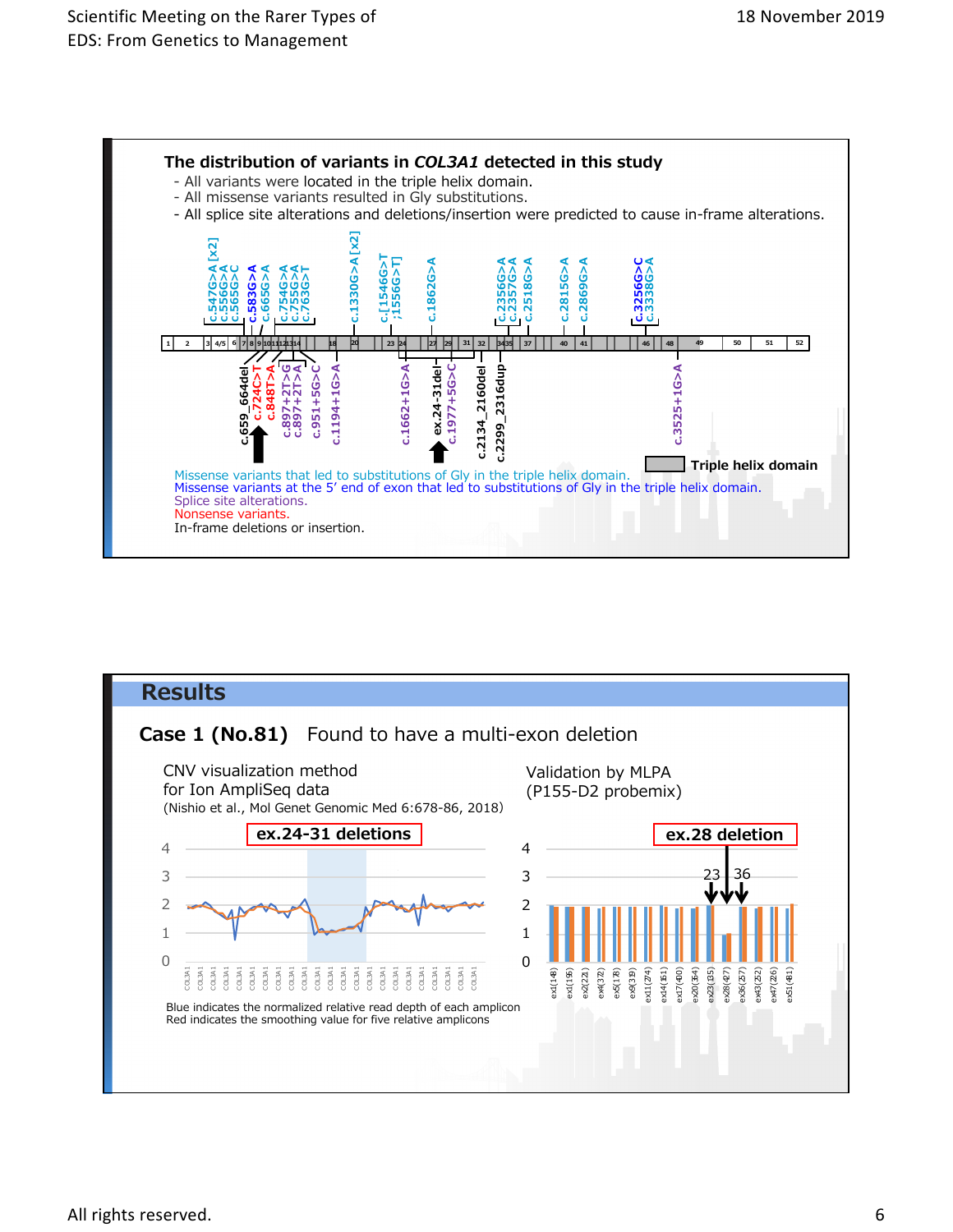## The distribution of variants in *COL3A1* detected in this study

- All variants were located in the triple helix domain.
- All missense variants resulted in Gly substitutions.
- All splice site alterations and deletions/insertion were predicted to cause in-frame alterations.

c.547G>A [x2], c.556G>A, c.565G>C, c.583G>A, c.665G>A, c.754G>A, c.755G>A, c.763G>T, c.1330G>A [x2], c.[1546G>T ;1556G>T], c.1862G>A, c.2356G>A, c.2357G>A, c.2518G>A, c.2815G>A, c.2869G>A, c.3256G>C, c.3338G>A

1, 2, 3, 4/5, 6, 7, 8, 9, 10, 11, 12, 13, 14, 18, 20, 23, 24, 27, 29, 31, 32, 34, 35, 37, 40, 41, 46, 48, 49, 50, 51, 52

c.659_664del, c.724C>T, c.848T>A, c.897+2T>G, c.897+2T>A, c.951+5G>C, c.1194+1G>A, c.1662+1G>A, ex.24-31del, c.1977+5G>C, c.2134_2160del, c.2299_2316dup, c.3525+1G>A

Triple helix domain

Missense variants that led to substitutions of Gly in the triple helix domain.
Missense variants at the 5' end of exon that led to substitutions of Gly in the triple helix domain.
Splice site alterations.
Nonsense variants.
In-frame deletions or insertion.

## Results

### Case 1 (No.81) Found to have a multi-exon deletion

CNV visualization method for Ion AmpliSeq data
(Nishio et al., Mol Genet Genomic Med 6:678-86, 2018)

**ex.24-31 deletions**

Blue indicates the normalized relative read depth of each amplicon
Red indicates the smoothing value for five relative amplicons

Validation by MLPA
(P155-D2 probemix)

**ex.28 deletion**

23, 36

ex1(148), ex1(156), ex2(221), ex4(372), ex5(178), ex9(319), ex11(274), ex14(161), ex17(400), ex20(364), ex23(335), ex28(427), ex36(257), ex43(252), ex47(226), ex51(481)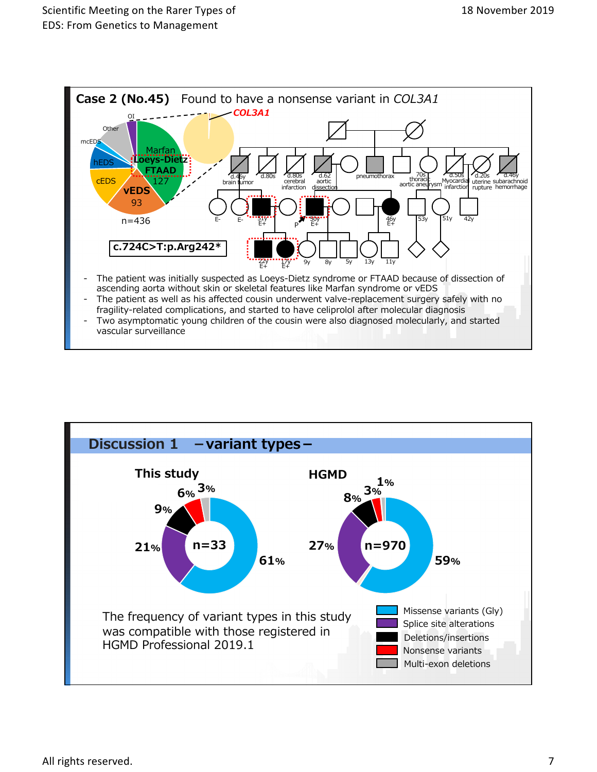## Case 2 (No.45) Found to have a nonsense variant in *COL3A1*

c.724C>T:p.Arg242*

- The patient was initially suspected as Loeys-Dietz syndrome or FTAAD because of dissection of ascending aorta without skin or skeletal features like Marfan syndrome or vEDS
- The patient as well as his affected cousin underwent valve-replacement surgery safely with no fragility-related complications, and started to have celiprolol after molecular diagnosis
- Two asymptomatic young children of the cousin were also diagnosed molecularly, and started vascular surveillance

## Discussion 1 – variant types –

| Variant type | This study (n=33) | HGMD (n=970) |
|---|---|---|
| Missense variants (Gly) | 61% | 59% |
| Splice site alterations | 21% | 27% |
| Deletions/insertions | 9% | 8% |
| Nonsense variants | 6% | 3% |
| Multi-exon deletions | 3% | 1% |

The frequency of variant types in this study was compatible with those registered in HGMD Professional 2019.1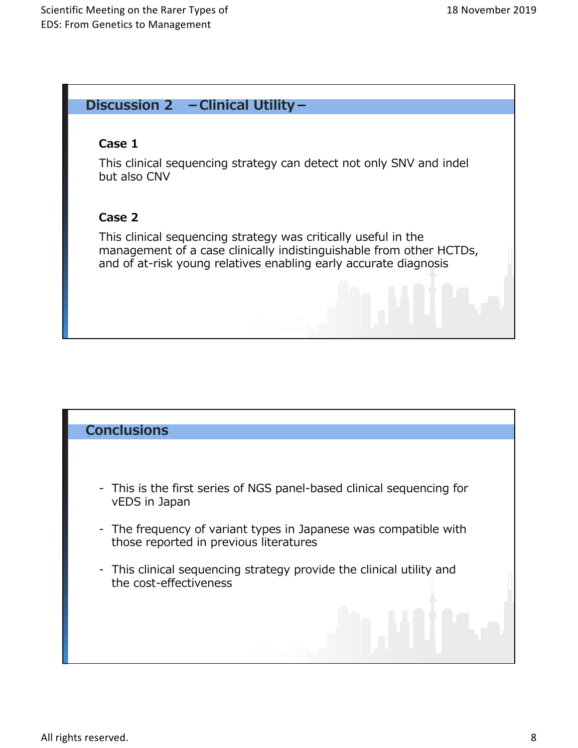## Discussion 2 −Clinical Utility−

**Case 1**

This clinical sequencing strategy can detect not only SNV and indel but also CNV

**Case 2**

This clinical sequencing strategy was critically useful in the management of a case clinically indistinguishable from other HCTDs, and of at-risk young relatives enabling early accurate diagnosis

## Conclusions

- This is the first series of NGS panel-based clinical sequencing for vEDS in Japan
- The frequency of variant types in Japanese was compatible with those reported in previous literatures
- This clinical sequencing strategy provide the clinical utility and the cost-effectiveness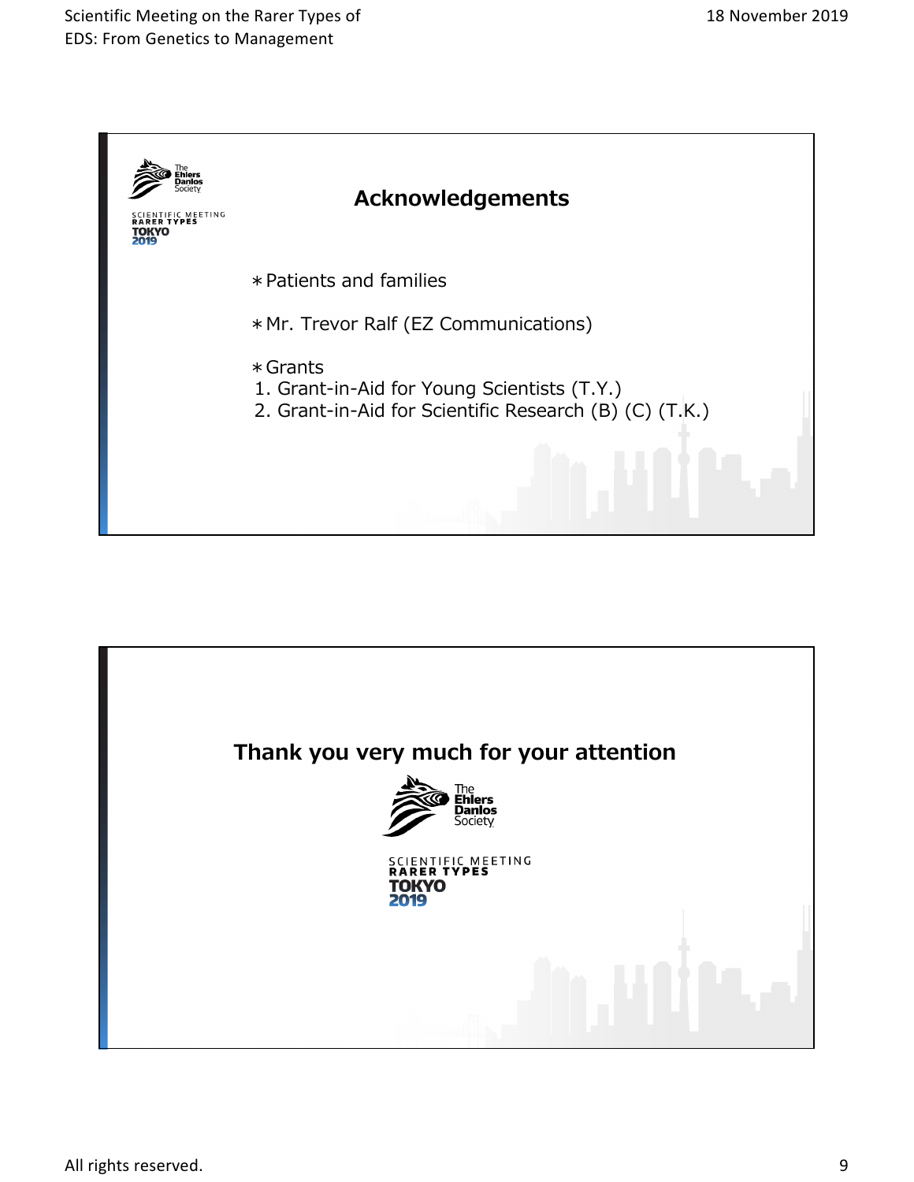## Acknowledgements

∗ Patients and families

∗ Mr. Trevor Ralf (EZ Communications)

∗ Grants

1. Grant-in-Aid for Young Scientists (T.Y.)
2. Grant-in-Aid for Scientific Research (B) (C) (T.K.)

## Thank you very much for your attention

The Ehlers Danlos Society

SCIENTIFIC MEETING
RARER TYPES
TOKYO
2019